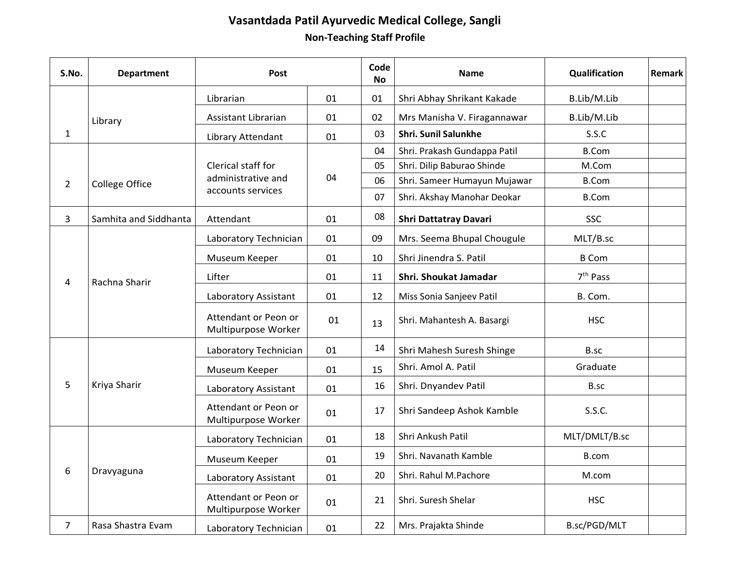# Vasantdada Patil Ayurvedic Medical College, Sangli

## Non-Teaching Staff Profile

| S.No. | Department | Post | | Code No | Name | Qualification | Remark |
|---|---|---|---|---|---|---|---|
| 1 | Library | Librarian | 01 | 01 | Shri Abhay Shrikant Kakade | B.Lib/M.Lib | |
| | | Assistant Librarian | 01 | 02 | Mrs Manisha V. Firagannawar | B.Lib/M.Lib | |
| | | Library Attendant | 01 | 03 | **Shri. Sunil Salunkhe** | S.S.C | |
| 2 | College Office | Clerical staff for administrative and accounts services | 04 | 04 | Shri. Prakash Gundappa Patil | B.Com | |
| | | | | 05 | Shri. Dilip Baburao Shinde | M.Com | |
| | | | | 06 | Shri. Sameer Humayun Mujawar | B.Com | |
| | | | | 07 | Shri. Akshay Manohar Deokar | B.Com | |
| 3 | Samhita and Siddhanta | Attendant | 01 | 08 | **Shri Dattatray Davari** | SSC | |
| 4 | Rachna Sharir | Laboratory Technician | 01 | 09 | Mrs. Seema Bhupal Chougule | MLT/B.sc | |
| | | Museum Keeper | 01 | 10 | Shri Jinendra S. Patil | B Com | |
| | | Lifter | 01 | 11 | **Shri. Shoukat Jamadar** | 7th Pass | |
| | | Laboratory Assistant | 01 | 12 | Miss Sonia Sanjeev Patil | B. Com. | |
| | | Attendant or Peon or Multipurpose Worker | 01 | 13 | Shri. Mahantesh A. Basargi | HSC | |
| 5 | Kriya Sharir | Laboratory Technician | 01 | 14 | Shri Mahesh Suresh Shinge | B.sc | |
| | | Museum Keeper | 01 | 15 | Shri. Amol A. Patil | Graduate | |
| | | Laboratory Assistant | 01 | 16 | Shri. Dnyandev Patil | B.sc | |
| | | Attendant or Peon or Multipurpose Worker | 01 | 17 | Shri Sandeep Ashok Kamble | S.S.C. | |
| 6 | Dravyaguna | Laboratory Technician | 01 | 18 | Shri Ankush Patil | MLT/DMLT/B.sc | |
| | | Museum Keeper | 01 | 19 | Shri. Navanath Kamble | B.com | |
| | | Laboratory Assistant | 01 | 20 | Shri. Rahul M.Pachore | M.com | |
| | | Attendant or Peon or Multipurpose Worker | 01 | 21 | Shri. Suresh Shelar | HSC | |
| 7 | Rasa Shastra Evam | Laboratory Technician | 01 | 22 | Mrs. Prajakta Shinde | B.sc/PGD/MLT | |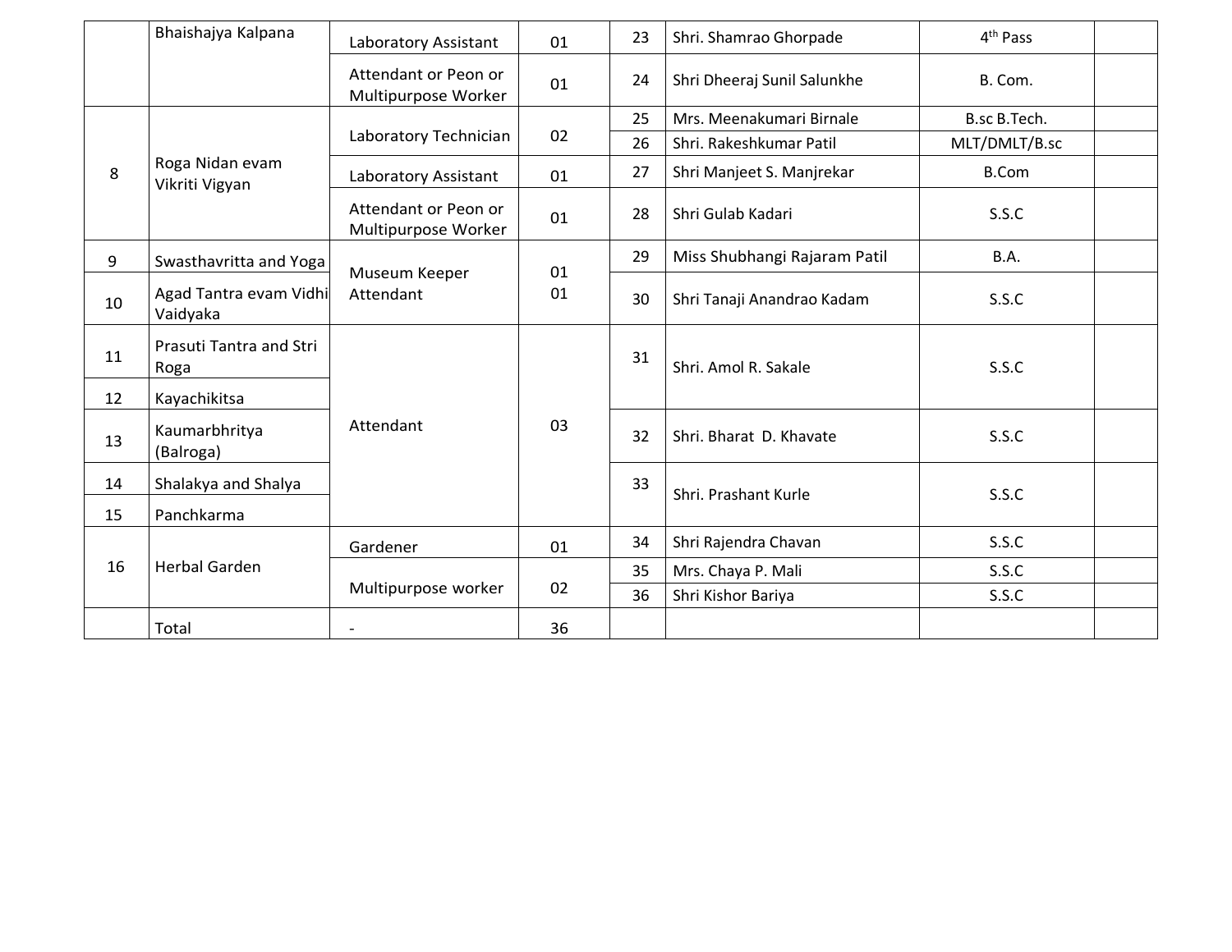| | | | | | | | |
|---|---|---|---|---|---|---|---|
| | Bhaishajya Kalpana | Laboratory Assistant | 01 | 23 | Shri. Shamrao Ghorpade | 4th Pass | |
| | | Attendant or Peon or Multipurpose Worker | 01 | 24 | Shri Dheeraj Sunil Salunkhe | B. Com. | |
| 8 | Roga Nidan evam Vikriti Vigyan | Laboratory Technician | 02 | 25 | Mrs. Meenakumari Birnale | B.sc B.Tech. | |
| | | | | 26 | Shri. Rakeshkumar Patil | MLT/DMLT/B.sc | |
| | | Laboratory Assistant | 01 | 27 | Shri Manjeet S. Manjrekar | B.Com | |
| | | Attendant or Peon or Multipurpose Worker | 01 | 28 | Shri Gulab Kadari | S.S.C | |
| 9 | Swasthavritta and Yoga | Museum Keeper | 01 | 29 | Miss Shubhangi Rajaram Patil | B.A. | |
| 10 | Agad Tantra evam Vidhi Vaidyaka | Attendant | 01 | 30 | Shri Tanaji Anandrao Kadam | S.S.C | |
| 11 | Prasuti Tantra and Stri Roga | Attendant | 03 | 31 | Shri. Amol R. Sakale | S.S.C | |
| 12 | Kayachikitsa | | | | | | |
| 13 | Kaumarbhritya (Balroga) | | | 32 | Shri. Bharat D. Khavate | S.S.C | |
| 14 | Shalakya and Shalya | | | 33 | Shri. Prashant Kurle | S.S.C | |
| 15 | Panchkarma | | | | | | |
| 16 | Herbal Garden | Gardener | 01 | 34 | Shri Rajendra Chavan | S.S.C | |
| | | Multipurpose worker | 02 | 35 | Mrs. Chaya P. Mali | S.S.C | |
| | | | | 36 | Shri Kishor Bariya | S.S.C | |
| | Total | - | 36 | | | | |